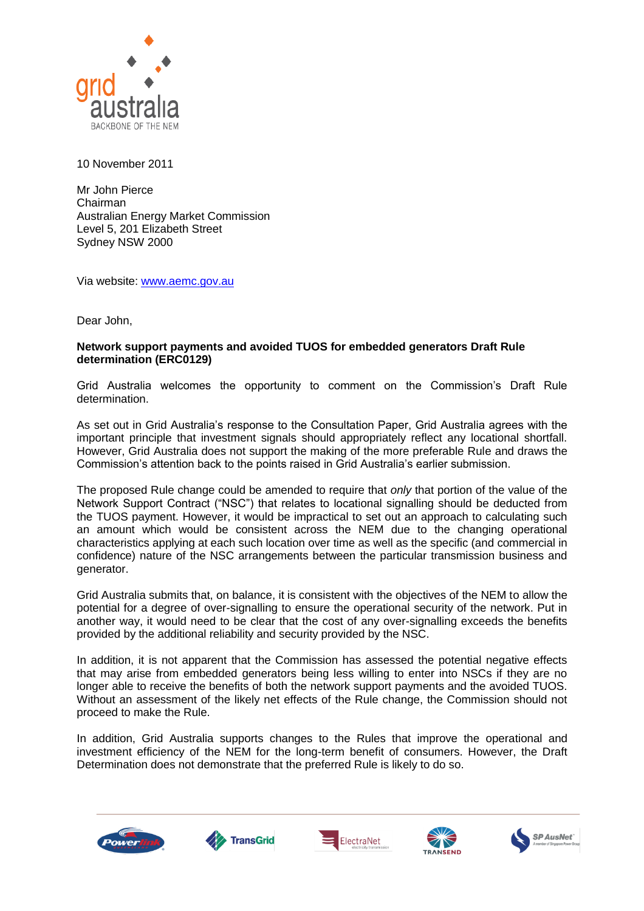10 November 2011

Mr John Pierce
Chairman
Australian Energy Market Commission
Level 5, 201 Elizabeth Street
Sydney NSW 2000

Via website: www.aemc.gov.au

Dear John,

**Network support payments and avoided TUOS for embedded generators Draft Rule determination (ERC0129)**

Grid Australia welcomes the opportunity to comment on the Commission's Draft Rule determination.

As set out in Grid Australia's response to the Consultation Paper, Grid Australia agrees with the important principle that investment signals should appropriately reflect any locational shortfall. However, Grid Australia does not support the making of the more preferable Rule and draws the Commission's attention back to the points raised in Grid Australia's earlier submission.

The proposed Rule change could be amended to require that *only* that portion of the value of the Network Support Contract ("NSC") that relates to locational signalling should be deducted from the TUOS payment. However, it would be impractical to set out an approach to calculating such an amount which would be consistent across the NEM due to the changing operational characteristics applying at each such location over time as well as the specific (and commercial in confidence) nature of the NSC arrangements between the particular transmission business and generator.

Grid Australia submits that, on balance, it is consistent with the objectives of the NEM to allow the potential for a degree of over-signalling to ensure the operational security of the network. Put in another way, it would need to be clear that the cost of any over-signalling exceeds the benefits provided by the additional reliability and security provided by the NSC.

In addition, it is not apparent that the Commission has assessed the potential negative effects that may arise from embedded generators being less willing to enter into NSCs if they are no longer able to receive the benefits of both the network support payments and the avoided TUOS. Without an assessment of the likely net effects of the Rule change, the Commission should not proceed to make the Rule.

In addition, Grid Australia supports changes to the Rules that improve the operational and investment efficiency of the NEM for the long-term benefit of consumers. However, the Draft Determination does not demonstrate that the preferred Rule is likely to do so.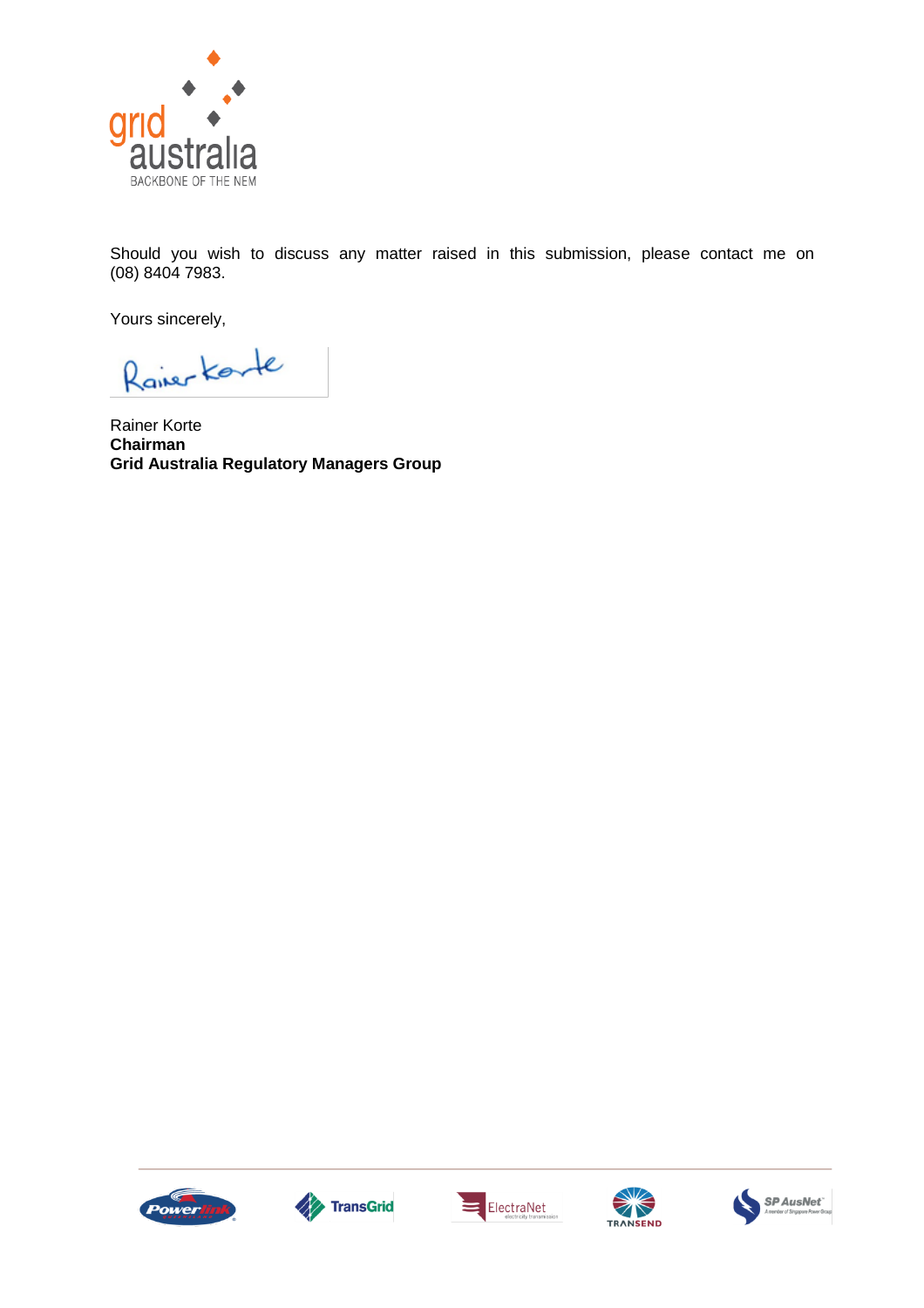Should you wish to discuss any matter raised in this submission, please contact me on (08) 8404 7983.

Yours sincerely,

Rainer Korte
**Chairman**
**Grid Australia Regulatory Managers Group**